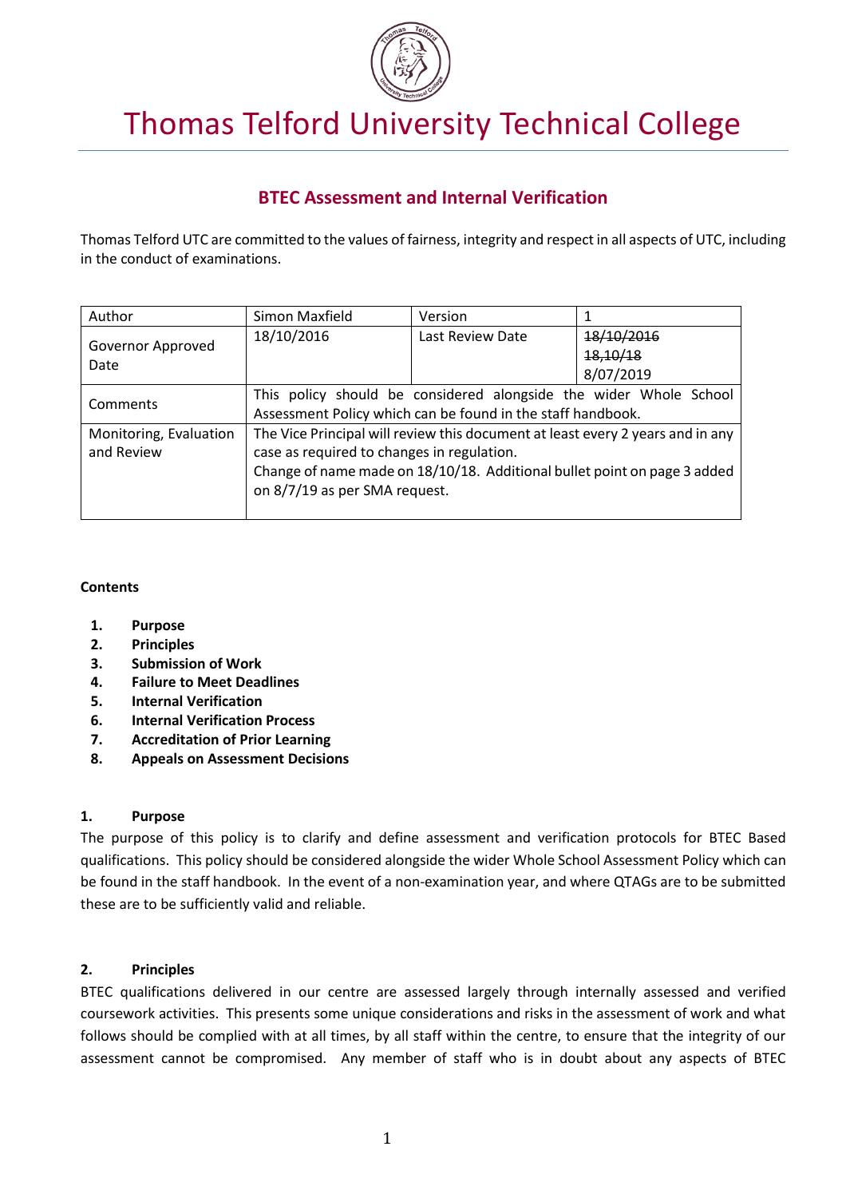# Thomas Telford University Technical College

## BTEC Assessment and Internal Verification

Thomas Telford UTC are committed to the values of fairness, integrity and respect in all aspects of UTC, including in the conduct of examinations.

| Author | Simon Maxfield | Version | 1 |
|---|---|---|---|
| Governor Approved Date | 18/10/2016 | Last Review Date | ~~18/10/2016~~ ~~18,10/18~~ 8/07/2019 |
| Comments | This policy should be considered alongside the wider Whole School Assessment Policy which can be found in the staff handbook. | | |
| Monitoring, Evaluation and Review | The Vice Principal will review this document at least every 2 years and in any case as required to changes in regulation. Change of name made on 18/10/18. Additional bullet point on page 3 added on 8/7/19 as per SMA request. | | |

**Contents**

1. **Purpose**
2. **Principles**
3. **Submission of Work**
4. **Failure to Meet Deadlines**
5. **Internal Verification**
6. **Internal Verification Process**
7. **Accreditation of Prior Learning**
8. **Appeals on Assessment Decisions**

### 1. Purpose

The purpose of this policy is to clarify and define assessment and verification protocols for BTEC Based qualifications. This policy should be considered alongside the wider Whole School Assessment Policy which can be found in the staff handbook. In the event of a non-examination year, and where QTAGs are to be submitted these are to be sufficiently valid and reliable.

### 2. Principles

BTEC qualifications delivered in our centre are assessed largely through internally assessed and verified coursework activities. This presents some unique considerations and risks in the assessment of work and what follows should be complied with at all times, by all staff within the centre, to ensure that the integrity of our assessment cannot be compromised. Any member of staff who is in doubt about any aspects of BTEC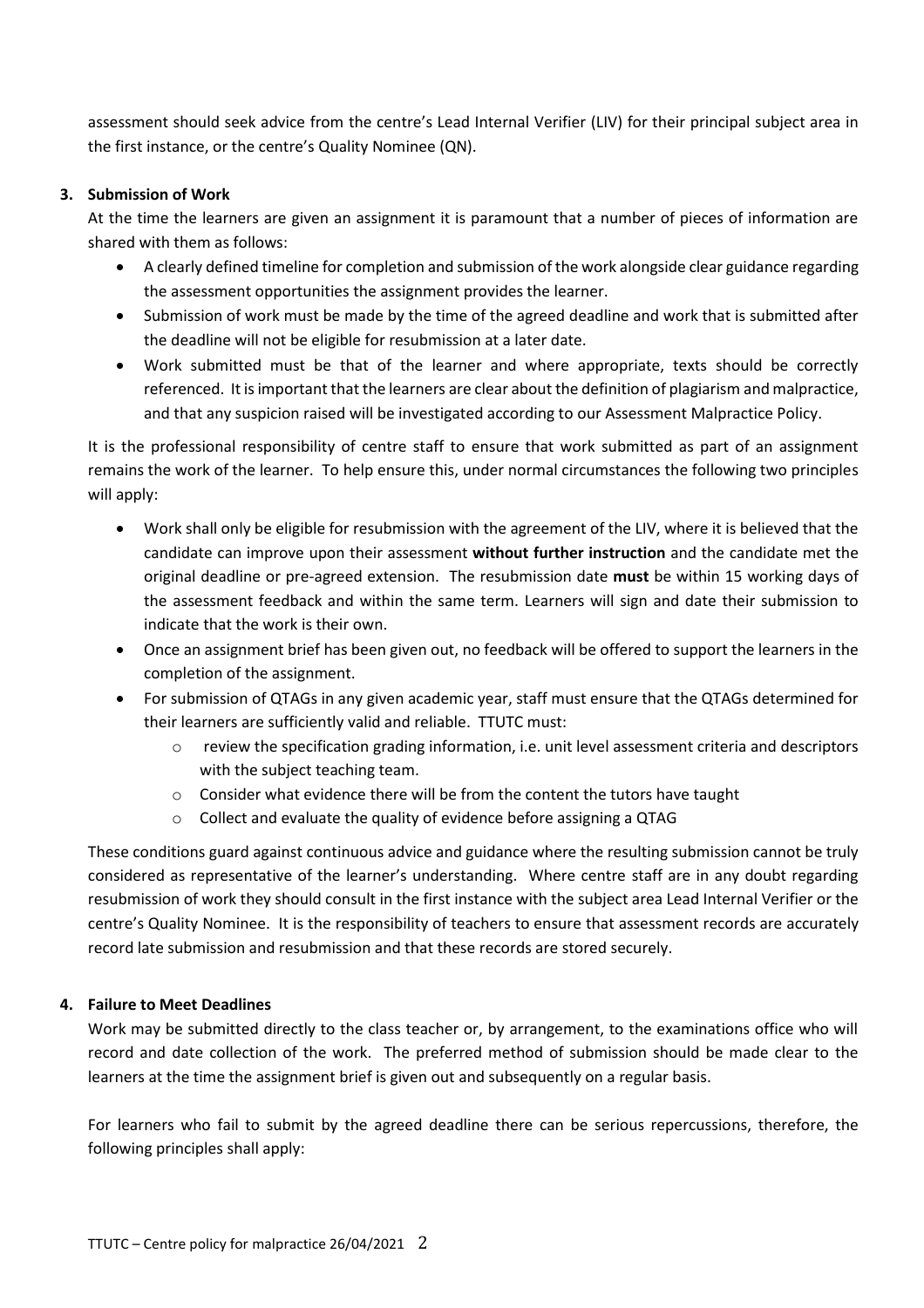assessment should seek advice from the centre's Lead Internal Verifier (LIV) for their principal subject area in the first instance, or the centre's Quality Nominee (QN).

**3. Submission of Work**

At the time the learners are given an assignment it is paramount that a number of pieces of information are shared with them as follows:

- A clearly defined timeline for completion and submission of the work alongside clear guidance regarding the assessment opportunities the assignment provides the learner.
- Submission of work must be made by the time of the agreed deadline and work that is submitted after the deadline will not be eligible for resubmission at a later date.
- Work submitted must be that of the learner and where appropriate, texts should be correctly referenced. It is important that the learners are clear about the definition of plagiarism and malpractice, and that any suspicion raised will be investigated according to our Assessment Malpractice Policy.

It is the professional responsibility of centre staff to ensure that work submitted as part of an assignment remains the work of the learner. To help ensure this, under normal circumstances the following two principles will apply:

- Work shall only be eligible for resubmission with the agreement of the LIV, where it is believed that the candidate can improve upon their assessment **without further instruction** and the candidate met the original deadline or pre-agreed extension. The resubmission date **must** be within 15 working days of the assessment feedback and within the same term. Learners will sign and date their submission to indicate that the work is their own.
- Once an assignment brief has been given out, no feedback will be offered to support the learners in the completion of the assignment.
- For submission of QTAGs in any given academic year, staff must ensure that the QTAGs determined for their learners are sufficiently valid and reliable. TTUTC must:
  - review the specification grading information, i.e. unit level assessment criteria and descriptors with the subject teaching team.
  - Consider what evidence there will be from the content the tutors have taught
  - Collect and evaluate the quality of evidence before assigning a QTAG

These conditions guard against continuous advice and guidance where the resulting submission cannot be truly considered as representative of the learner's understanding. Where centre staff are in any doubt regarding resubmission of work they should consult in the first instance with the subject area Lead Internal Verifier or the centre's Quality Nominee. It is the responsibility of teachers to ensure that assessment records are accurately record late submission and resubmission and that these records are stored securely.

**4. Failure to Meet Deadlines**

Work may be submitted directly to the class teacher or, by arrangement, to the examinations office who will record and date collection of the work. The preferred method of submission should be made clear to the learners at the time the assignment brief is given out and subsequently on a regular basis.

For learners who fail to submit by the agreed deadline there can be serious repercussions, therefore, the following principles shall apply: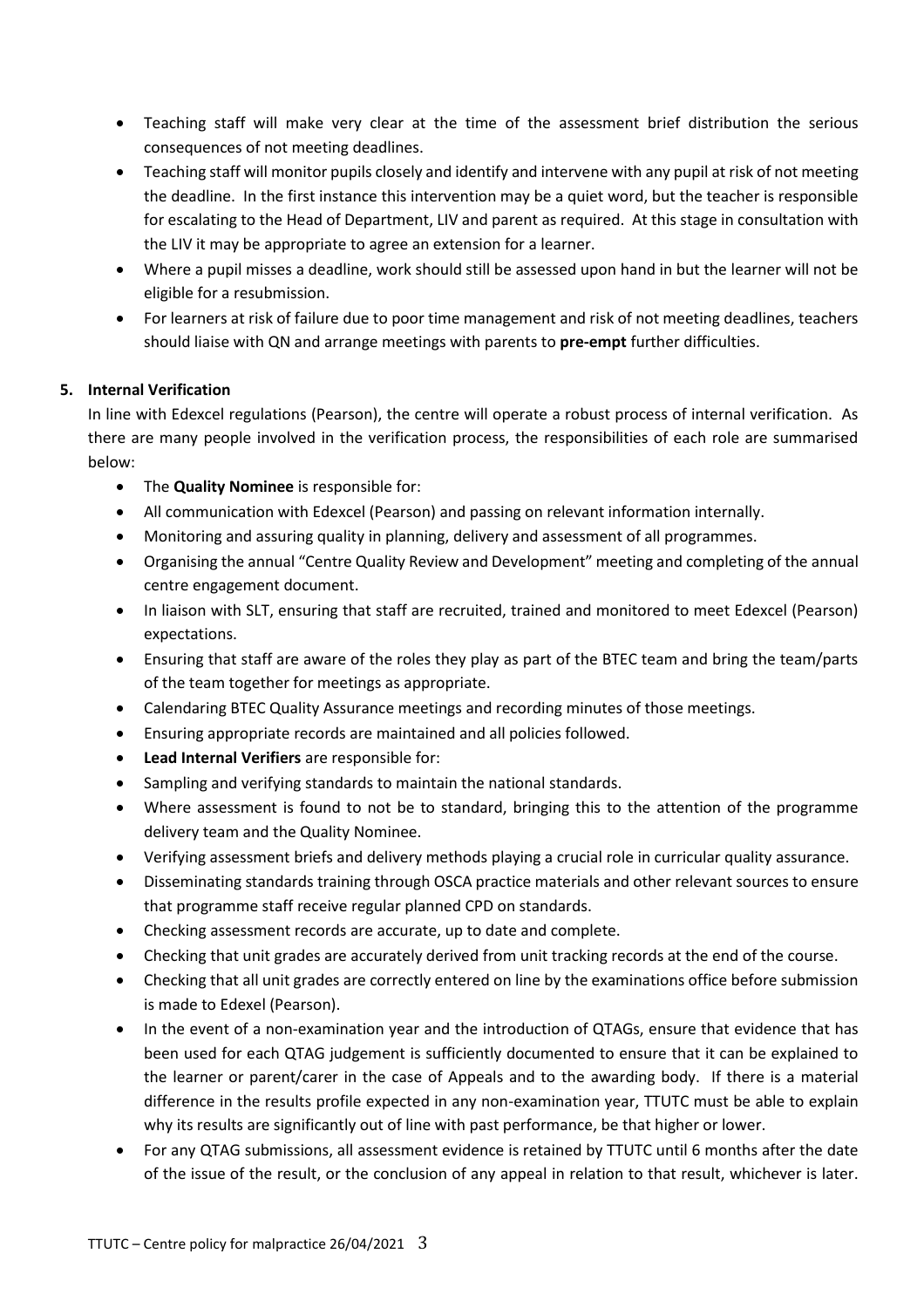- Teaching staff will make very clear at the time of the assessment brief distribution the serious consequences of not meeting deadlines.
- Teaching staff will monitor pupils closely and identify and intervene with any pupil at risk of not meeting the deadline. In the first instance this intervention may be a quiet word, but the teacher is responsible for escalating to the Head of Department, LIV and parent as required. At this stage in consultation with the LIV it may be appropriate to agree an extension for a learner.
- Where a pupil misses a deadline, work should still be assessed upon hand in but the learner will not be eligible for a resubmission.
- For learners at risk of failure due to poor time management and risk of not meeting deadlines, teachers should liaise with QN and arrange meetings with parents to **pre-empt** further difficulties.

## 5. Internal Verification

In line with Edexcel regulations (Pearson), the centre will operate a robust process of internal verification. As there are many people involved in the verification process, the responsibilities of each role are summarised below:

- The **Quality Nominee** is responsible for:
- All communication with Edexcel (Pearson) and passing on relevant information internally.
- Monitoring and assuring quality in planning, delivery and assessment of all programmes.
- Organising the annual "Centre Quality Review and Development" meeting and completing of the annual centre engagement document.
- In liaison with SLT, ensuring that staff are recruited, trained and monitored to meet Edexcel (Pearson) expectations.
- Ensuring that staff are aware of the roles they play as part of the BTEC team and bring the team/parts of the team together for meetings as appropriate.
- Calendaring BTEC Quality Assurance meetings and recording minutes of those meetings.
- Ensuring appropriate records are maintained and all policies followed.
- **Lead Internal Verifiers** are responsible for:
- Sampling and verifying standards to maintain the national standards.
- Where assessment is found to not be to standard, bringing this to the attention of the programme delivery team and the Quality Nominee.
- Verifying assessment briefs and delivery methods playing a crucial role in curricular quality assurance.
- Disseminating standards training through OSCA practice materials and other relevant sources to ensure that programme staff receive regular planned CPD on standards.
- Checking assessment records are accurate, up to date and complete.
- Checking that unit grades are accurately derived from unit tracking records at the end of the course.
- Checking that all unit grades are correctly entered on line by the examinations office before submission is made to Edexel (Pearson).
- In the event of a non-examination year and the introduction of QTAGs, ensure that evidence that has been used for each QTAG judgement is sufficiently documented to ensure that it can be explained to the learner or parent/carer in the case of Appeals and to the awarding body. If there is a material difference in the results profile expected in any non-examination year, TTUTC must be able to explain why its results are significantly out of line with past performance, be that higher or lower.
- For any QTAG submissions, all assessment evidence is retained by TTUTC until 6 months after the date of the issue of the result, or the conclusion of any appeal in relation to that result, whichever is later.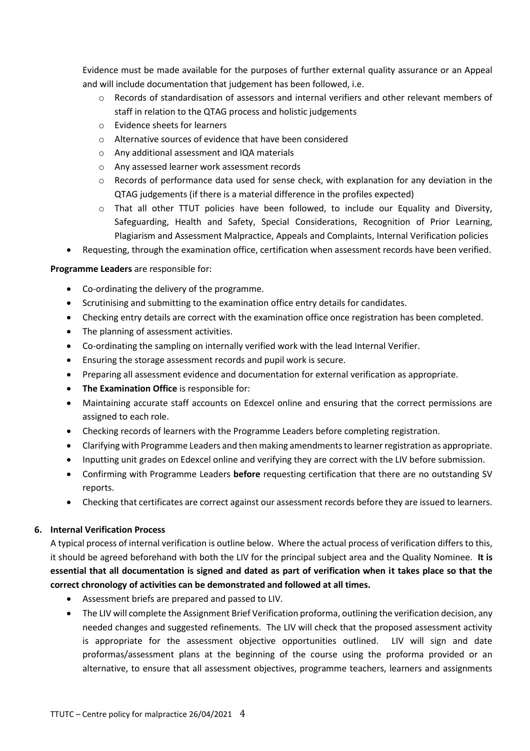Evidence must be made available for the purposes of further external quality assurance or an Appeal and will include documentation that judgement has been followed, i.e.

- Records of standardisation of assessors and internal verifiers and other relevant members of staff in relation to the QTAG process and holistic judgements
- Evidence sheets for learners
- Alternative sources of evidence that have been considered
- Any additional assessment and IQA materials
- Any assessed learner work assessment records
- Records of performance data used for sense check, with explanation for any deviation in the QTAG judgements (if there is a material difference in the profiles expected)
- That all other TTUT policies have been followed, to include our Equality and Diversity, Safeguarding, Health and Safety, Special Considerations, Recognition of Prior Learning, Plagiarism and Assessment Malpractice, Appeals and Complaints, Internal Verification policies

- Requesting, through the examination office, certification when assessment records have been verified.

**Programme Leaders** are responsible for:

- Co-ordinating the delivery of the programme.
- Scrutinising and submitting to the examination office entry details for candidates.
- Checking entry details are correct with the examination office once registration has been completed.
- The planning of assessment activities.
- Co-ordinating the sampling on internally verified work with the lead Internal Verifier.
- Ensuring the storage assessment records and pupil work is secure.
- Preparing all assessment evidence and documentation for external verification as appropriate.
- **The Examination Office** is responsible for:
- Maintaining accurate staff accounts on Edexcel online and ensuring that the correct permissions are assigned to each role.
- Checking records of learners with the Programme Leaders before completing registration.
- Clarifying with Programme Leaders and then making amendments to learner registration as appropriate.
- Inputting unit grades on Edexcel online and verifying they are correct with the LIV before submission.
- Confirming with Programme Leaders **before** requesting certification that there are no outstanding SV reports.
- Checking that certificates are correct against our assessment records before they are issued to learners.

## 6. Internal Verification Process

A typical process of internal verification is outline below. Where the actual process of verification differs to this, it should be agreed beforehand with both the LIV for the principal subject area and the Quality Nominee. **It is essential that all documentation is signed and dated as part of verification when it takes place so that the correct chronology of activities can be demonstrated and followed at all times.**

- Assessment briefs are prepared and passed to LIV.
- The LIV will complete the Assignment Brief Verification proforma, outlining the verification decision, any needed changes and suggested refinements. The LIV will check that the proposed assessment activity is appropriate for the assessment objective opportunities outlined. LIV will sign and date proformas/assessment plans at the beginning of the course using the proforma provided or an alternative, to ensure that all assessment objectives, programme teachers, learners and assignments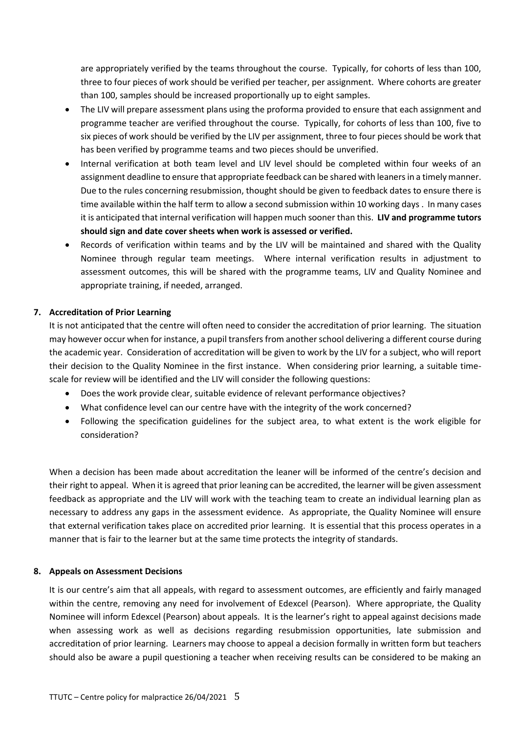are appropriately verified by the teams throughout the course. Typically, for cohorts of less than 100, three to four pieces of work should be verified per teacher, per assignment. Where cohorts are greater than 100, samples should be increased proportionally up to eight samples.

- The LIV will prepare assessment plans using the proforma provided to ensure that each assignment and programme teacher are verified throughout the course. Typically, for cohorts of less than 100, five to six pieces of work should be verified by the LIV per assignment, three to four pieces should be work that has been verified by programme teams and two pieces should be unverified.
- Internal verification at both team level and LIV level should be completed within four weeks of an assignment deadline to ensure that appropriate feedback can be shared with leaners in a timely manner. Due to the rules concerning resubmission, thought should be given to feedback dates to ensure there is time available within the half term to allow a second submission within 10 working days . In many cases it is anticipated that internal verification will happen much sooner than this. **LIV and programme tutors should sign and date cover sheets when work is assessed or verified.**
- Records of verification within teams and by the LIV will be maintained and shared with the Quality Nominee through regular team meetings. Where internal verification results in adjustment to assessment outcomes, this will be shared with the programme teams, LIV and Quality Nominee and appropriate training, if needed, arranged.

## 7. Accreditation of Prior Learning

It is not anticipated that the centre will often need to consider the accreditation of prior learning. The situation may however occur when for instance, a pupil transfers from another school delivering a different course during the academic year. Consideration of accreditation will be given to work by the LIV for a subject, who will report their decision to the Quality Nominee in the first instance. When considering prior learning, a suitable time-scale for review will be identified and the LIV will consider the following questions:

- Does the work provide clear, suitable evidence of relevant performance objectives?
- What confidence level can our centre have with the integrity of the work concerned?
- Following the specification guidelines for the subject area, to what extent is the work eligible for consideration?

When a decision has been made about accreditation the leaner will be informed of the centre's decision and their right to appeal. When it is agreed that prior leaning can be accredited, the learner will be given assessment feedback as appropriate and the LIV will work with the teaching team to create an individual learning plan as necessary to address any gaps in the assessment evidence. As appropriate, the Quality Nominee will ensure that external verification takes place on accredited prior learning. It is essential that this process operates in a manner that is fair to the learner but at the same time protects the integrity of standards.

## 8. Appeals on Assessment Decisions

It is our centre's aim that all appeals, with regard to assessment outcomes, are efficiently and fairly managed within the centre, removing any need for involvement of Edexcel (Pearson). Where appropriate, the Quality Nominee will inform Edexcel (Pearson) about appeals. It is the learner's right to appeal against decisions made when assessing work as well as decisions regarding resubmission opportunities, late submission and accreditation of prior learning. Learners may choose to appeal a decision formally in written form but teachers should also be aware a pupil questioning a teacher when receiving results can be considered to be making an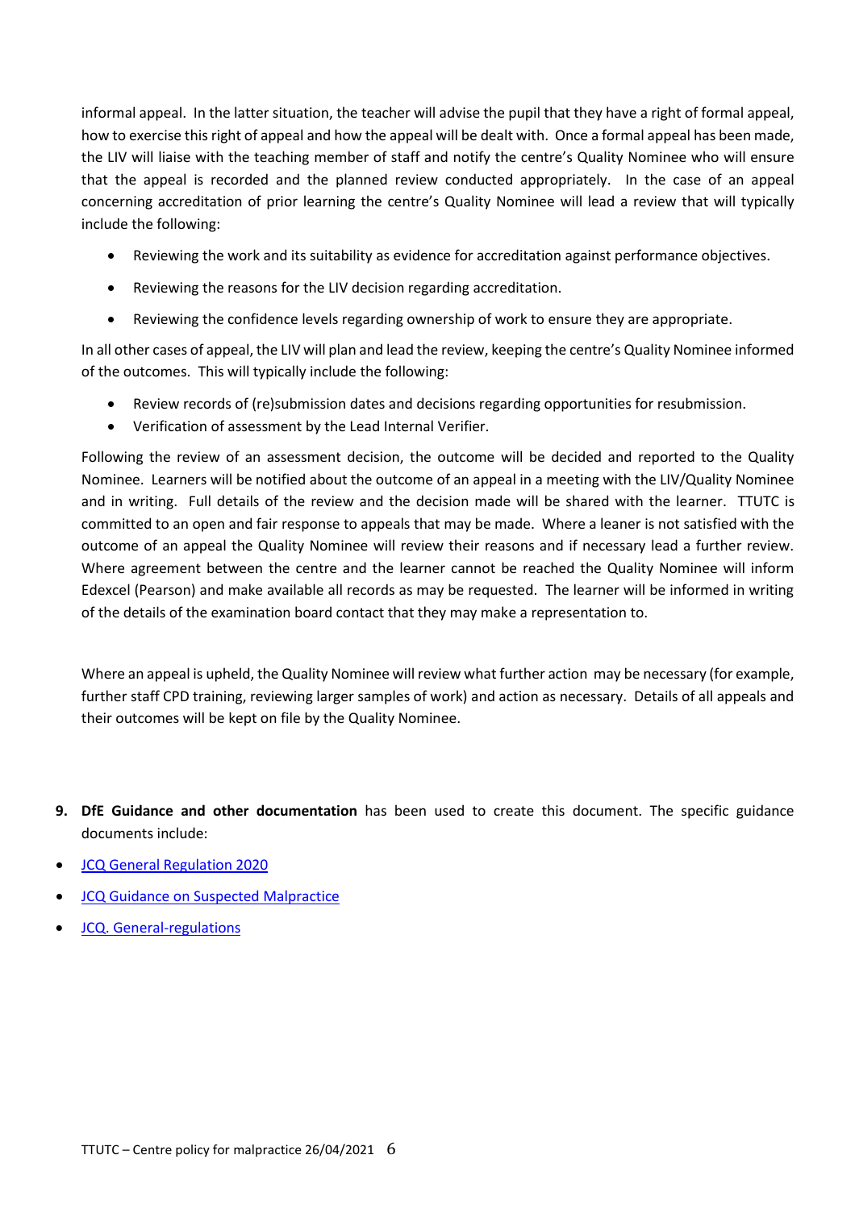informal appeal. In the latter situation, the teacher will advise the pupil that they have a right of formal appeal, how to exercise this right of appeal and how the appeal will be dealt with. Once a formal appeal has been made, the LIV will liaise with the teaching member of staff and notify the centre's Quality Nominee who will ensure that the appeal is recorded and the planned review conducted appropriately. In the case of an appeal concerning accreditation of prior learning the centre's Quality Nominee will lead a review that will typically include the following:

- Reviewing the work and its suitability as evidence for accreditation against performance objectives.
- Reviewing the reasons for the LIV decision regarding accreditation.
- Reviewing the confidence levels regarding ownership of work to ensure they are appropriate.

In all other cases of appeal, the LIV will plan and lead the review, keeping the centre's Quality Nominee informed of the outcomes. This will typically include the following:

- Review records of (re)submission dates and decisions regarding opportunities for resubmission.
- Verification of assessment by the Lead Internal Verifier.

Following the review of an assessment decision, the outcome will be decided and reported to the Quality Nominee. Learners will be notified about the outcome of an appeal in a meeting with the LIV/Quality Nominee and in writing. Full details of the review and the decision made will be shared with the learner. TTUTC is committed to an open and fair response to appeals that may be made. Where a leaner is not satisfied with the outcome of an appeal the Quality Nominee will review their reasons and if necessary lead a further review. Where agreement between the centre and the learner cannot be reached the Quality Nominee will inform Edexcel (Pearson) and make available all records as may be requested. The learner will be informed in writing of the details of the examination board contact that they may make a representation to.

Where an appeal is upheld, the Quality Nominee will review what further action may be necessary (for example, further staff CPD training, reviewing larger samples of work) and action as necessary. Details of all appeals and their outcomes will be kept on file by the Quality Nominee.

9. **DfE Guidance and other documentation** has been used to create this document. The specific guidance documents include:

- JCQ General Regulation 2020
- JCQ Guidance on Suspected Malpractice
- JCQ. General-regulations